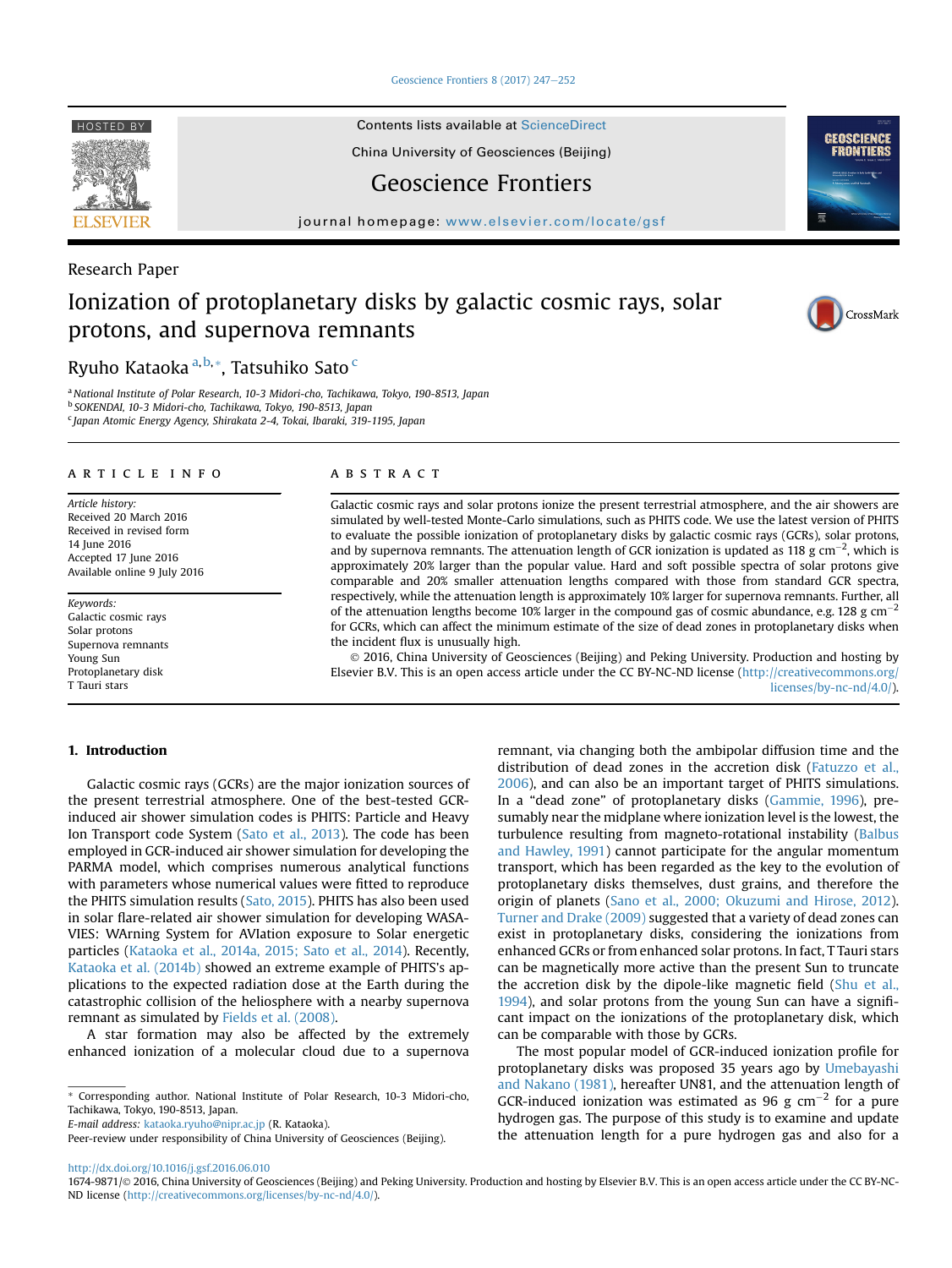Research Paper

# Ionization of protoplanetary disks by galactic cosmic rays, solar protons, and supernova remnants

Ryuho Kataoka [a,b,*], Tatsuhiko Sato [c]

[a] National Institute of Polar Research, 10-3 Midori-cho, Tachikawa, Tokyo, 190-8513, Japan
[b] SOKENDAI, 10-3 Midori-cho, Tachikawa, Tokyo, 190-8513, Japan
[c] Japan Atomic Energy Agency, Shirakata 2-4, Tokai, Ibaraki, 319-1195, Japan

## ARTICLE INFO

*Article history:*
Received 20 March 2016
Received in revised form 14 June 2016
Accepted 17 June 2016
Available online 9 July 2016

*Keywords:*
Galactic cosmic rays
Solar protons
Supernova remnants
Young Sun
Protoplanetary disk
T Tauri stars

## ABSTRACT

Galactic cosmic rays and solar protons ionize the present terrestrial atmosphere, and the air showers are simulated by well-tested Monte-Carlo simulations, such as PHITS code. We use the latest version of PHITS to evaluate the possible ionization of protoplanetary disks by galactic cosmic rays (GCRs), solar protons, and by supernova remnants. The attenuation length of GCR ionization is updated as 118 g $cm^{-2}$, which is approximately 20% larger than the popular value. Hard and soft possible spectra of solar protons give comparable and 20% smaller attenuation lengths compared with those from standard GCR spectra, respectively, while the attenuation length is approximately 10% larger for supernova remnants. Further, all of the attenuation lengths become 10% larger in the compound gas of cosmic abundance, e.g. 128 g $cm^{-2}$ for GCRs, which can affect the minimum estimate of the size of dead zones in protoplanetary disks when the incident flux is unusually high.

© 2016, China University of Geosciences (Beijing) and Peking University. Production and hosting by Elsevier B.V. This is an open access article under the CC BY-NC-ND license (http://creativecommons.org/licenses/by-nc-nd/4.0/).

## 1. Introduction

Galactic cosmic rays (GCRs) are the major ionization sources of the present terrestrial atmosphere. One of the best-tested GCR-induced air shower simulation codes is PHITS: Particle and Heavy Ion Transport code System (Sato et al., 2013). The code has been employed in GCR-induced air shower simulation for developing the PARMA model, which comprises numerous analytical functions with parameters whose numerical values were fitted to reproduce the PHITS simulation results (Sato, 2015). PHITS has also been used in solar flare-related air shower simulation for developing WASAVIES: WArning System for AVIation exposure to Solar energetic particles (Kataoka et al., 2014a, 2015; Sato et al., 2014). Recently, Kataoka et al. (2014b) showed an extreme example of PHITS's applications to the expected radiation dose at the Earth during the catastrophic collision of the heliosphere with a nearby supernova remnant as simulated by Fields et al. (2008).

A star formation may also be affected by the extremely enhanced ionization of a molecular cloud due to a supernova remnant, via changing both the ambipolar diffusion time and the distribution of dead zones in the accretion disk (Fatuzzo et al., 2006), and can also be an important target of PHITS simulations. In a "dead zone" of protoplanetary disks (Gammie, 1996), presumably near the midplane where ionization level is the lowest, the turbulence resulting from magneto-rotational instability (Balbus and Hawley, 1991) cannot participate for the angular momentum transport, which has been regarded as the key to the evolution of protoplanetary disks themselves, dust grains, and therefore the origin of planets (Sano et al., 2000; Okuzumi and Hirose, 2012). Turner and Drake (2009) suggested that a variety of dead zones can exist in protoplanetary disks, considering the ionizations from enhanced GCRs or from enhanced solar protons. In fact, T Tauri stars can be magnetically more active than the present Sun to truncate the accretion disk by the dipole-like magnetic field (Shu et al., 1994), and solar protons from the young Sun can have a significant impact on the ionizations of the protoplanetary disk, which can be comparable with those by GCRs.

The most popular model of GCR-induced ionization profile for protoplanetary disks was proposed 35 years ago by Umebayashi and Nakano (1981), hereafter UN81, and the attenuation length of GCR-induced ionization was estimated as 96 g $cm^{-2}$ for a pure hydrogen gas. The purpose of this study is to examine and update the attenuation length for a pure hydrogen gas and also for a

\* Corresponding author. National Institute of Polar Research, 10-3 Midori-cho, Tachikawa, Tokyo, 190-8513, Japan.
E-mail address: kataoka.ryuho@nipr.ac.jp (R. Kataoka).
Peer-review under responsibility of China University of Geosciences (Beijing).

http://dx.doi.org/10.1016/j.gsf.2016.06.010
1674-9871/© 2016, China University of Geosciences (Beijing) and Peking University. Production and hosting by Elsevier B.V. This is an open access article under the CC BY-NC-ND license (http://creativecommons.org/licenses/by-nc-nd/4.0/).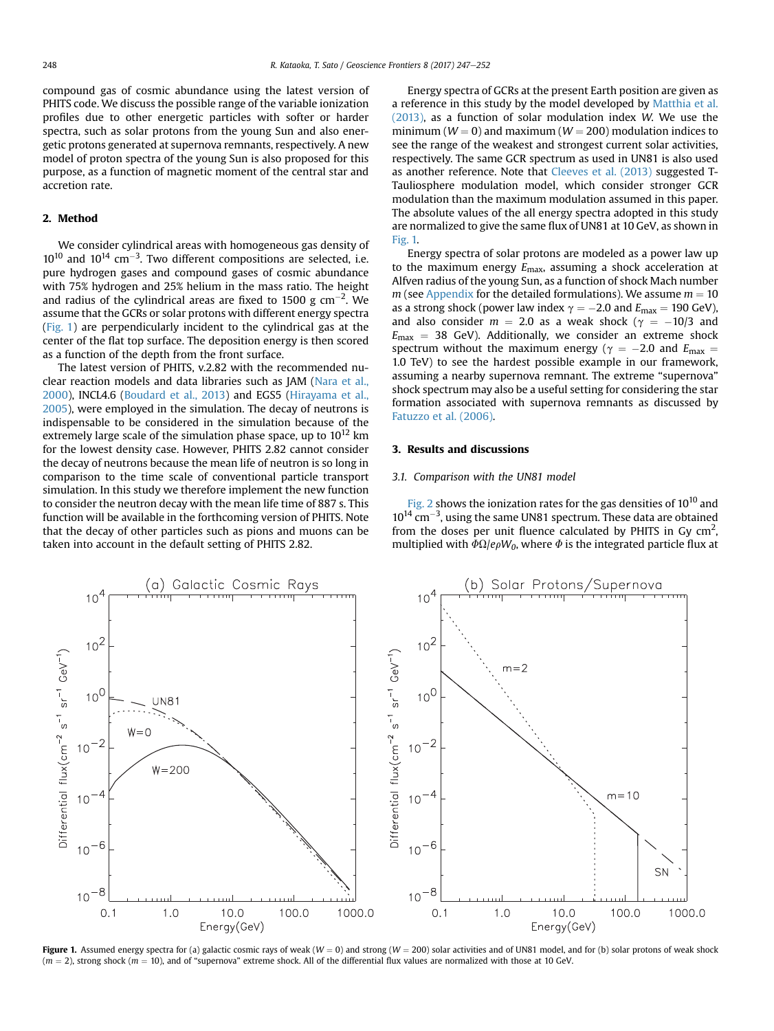compound gas of cosmic abundance using the latest version of PHITS code. We discuss the possible range of the variable ionization profiles due to other energetic particles with softer or harder spectra, such as solar protons from the young Sun and also energetic protons generated at supernova remnants, respectively. A new model of proton spectra of the young Sun is also proposed for this purpose, as a function of magnetic moment of the central star and accretion rate.

## 2. Method

We consider cylindrical areas with homogeneous gas density of $10^{10}$ and $10^{14}$ cm$^{-3}$. Two different compositions are selected, i.e. pure hydrogen gases and compound gases of cosmic abundance with 75% hydrogen and 25% helium in the mass ratio. The height and radius of the cylindrical areas are fixed to 1500 g cm$^{-2}$. We assume that the GCRs or solar protons with different energy spectra (Fig. 1) are perpendicularly incident to the cylindrical gas at the center of the flat top surface. The deposition energy is then scored as a function of the depth from the front surface.

The latest version of PHITS, v.2.82 with the recommended nuclear reaction models and data libraries such as JAM (Nara et al., 2000), INCL4.6 (Boudard et al., 2013) and EGS5 (Hirayama et al., 2005), were employed in the simulation. The decay of neutrons is indispensable to be considered in the simulation because of the extremely large scale of the simulation phase space, up to $10^{12}$ km for the lowest density case. However, PHITS 2.82 cannot consider the decay of neutrons because the mean life of neutron is so long in comparison to the time scale of conventional particle transport simulation. In this study we therefore implement the new function to consider the neutron decay with the mean life time of 887 s. This function will be available in the forthcoming version of PHITS. Note that the decay of other particles such as pions and muons can be taken into account in the default setting of PHITS 2.82.

Energy spectra of GCRs at the present Earth position are given as a reference in this study by the model developed by Matthia et al. (2013), as a function of solar modulation index $W$. We use the minimum ($W = 0$) and maximum ($W = 200$) modulation indices to see the range of the weakest and strongest current solar activities, respectively. The same GCR spectrum as used in UN81 is also used as another reference. Note that Cleeves et al. (2013) suggested T-Tauliosphere modulation model, which consider stronger GCR modulation than the maximum modulation assumed in this paper. The absolute values of the all energy spectra adopted in this study are normalized to give the same flux of UN81 at 10 GeV, as shown in Fig. 1.

Energy spectra of solar protons are modeled as a power law up to the maximum energy $E_{max}$, assuming a shock acceleration at Alfven radius of the young Sun, as a function of shock Mach number $m$ (see Appendix for the detailed formulations). We assume $m = 10$ as a strong shock (power law index $\gamma = -2.0$ and $E_{max} = 190$ GeV), and also consider $m = 2.0$ as a weak shock ($\gamma = -10/3$ and $E_{max} = 38$ GeV). Additionally, we consider an extreme shock spectrum without the maximum energy ($\gamma = -2.0$ and $E_{max} = 1.0$ TeV) to see the hardest possible example in our framework, assuming a nearby supernova remnant. The extreme "supernova" shock spectrum may also be a useful setting for considering the star formation associated with supernova remnants as discussed by Fatuzzo et al. (2006).

## 3. Results and discussions

### 3.1. Comparison with the UN81 model

Fig. 2 shows the ionization rates for the gas densities of $10^{10}$ and $10^{14}$ cm$^{-3}$, using the same UN81 spectrum. These data are obtained from the doses per unit fluence calculated by PHITS in Gy cm$^2$, multiplied with $\Phi\Omega/e\rho W_0$, where $\Phi$ is the integrated particle flux at

**Figure 1.** Assumed energy spectra for (a) galactic cosmic rays of weak ($W = 0$) and strong ($W = 200$) solar activities and of UN81 model, and for (b) solar protons of weak shock ($m = 2$), strong shock ($m = 10$), and of "supernova" extreme shock. All of the differential flux values are normalized with those at 10 GeV.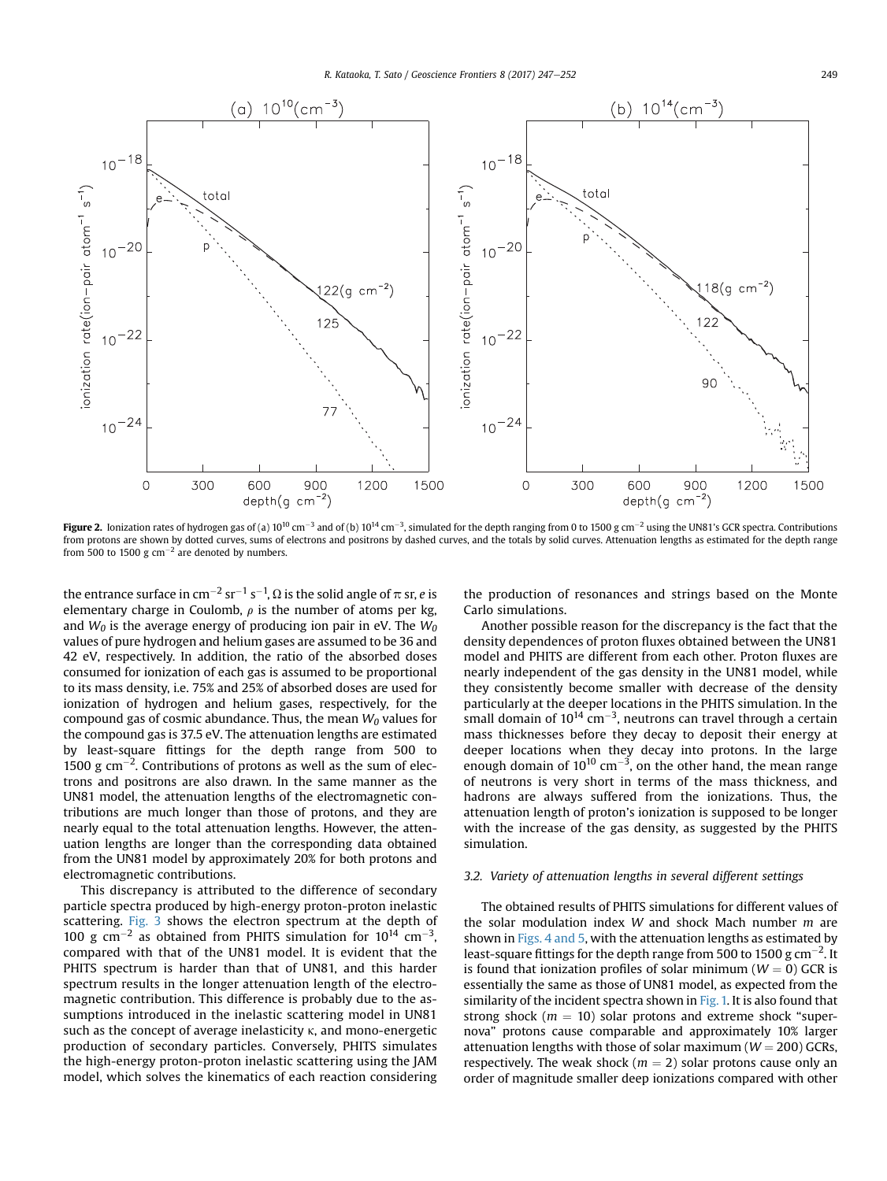**Figure 2.** Ionization rates of hydrogen gas of (a) $10^{10}$ cm$^{-3}$ and of (b) $10^{14}$ cm$^{-3}$, simulated for the depth ranging from 0 to 1500 g cm$^{-2}$ using the UN81's GCR spectra. Contributions from protons are shown by dotted curves, sums of electrons and positrons by dashed curves, and the totals by solid curves. Attenuation lengths as estimated for the depth range from 500 to 1500 g cm$^{-2}$ are denoted by numbers.

the entrance surface in cm$^{-2}$ sr$^{-1}$ s$^{-1}$, $\Omega$ is the solid angle of $\pi$ sr, $e$ is elementary charge in Coulomb, $\rho$ is the number of atoms per kg, and $W_0$ is the average energy of producing ion pair in eV. The $W_0$ values of pure hydrogen and helium gases are assumed to be 36 and 42 eV, respectively. In addition, the ratio of the absorbed doses consumed for ionization of each gas is assumed to be proportional to its mass density, i.e. 75% and 25% of absorbed doses are used for ionization of hydrogen and helium gases, respectively, for the compound gas of cosmic abundance. Thus, the mean $W_0$ values for the compound gas is 37.5 eV. The attenuation lengths are estimated by least-square fittings for the depth range from 500 to 1500 g cm$^{-2}$. Contributions of protons as well as the sum of electrons and positrons are also drawn. In the same manner as the UN81 model, the attenuation lengths of the electromagnetic contributions are much longer than those of protons, and they are nearly equal to the total attenuation lengths. However, the attenuation lengths are longer than the corresponding data obtained from the UN81 model by approximately 20% for both protons and electromagnetic contributions.

This discrepancy is attributed to the difference of secondary particle spectra produced by high-energy proton-proton inelastic scattering. Fig. 3 shows the electron spectrum at the depth of 100 g cm$^{-2}$ as obtained from PHITS simulation for $10^{14}$ cm$^{-3}$, compared with that of the UN81 model. It is evident that the PHITS spectrum is harder than that of UN81, and this harder spectrum results in the longer attenuation length of the electromagnetic contribution. This difference is probably due to the assumptions introduced in the inelastic scattering model in UN81 such as the concept of average inelasticity $\kappa$, and mono-energetic production of secondary particles. Conversely, PHITS simulates the high-energy proton-proton inelastic scattering using the JAM model, which solves the kinematics of each reaction considering the production of resonances and strings based on the Monte Carlo simulations.

Another possible reason for the discrepancy is the fact that the density dependences of proton fluxes obtained between the UN81 model and PHITS are different from each other. Proton fluxes are nearly independent of the gas density in the UN81 model, while they consistently become smaller with decrease of the density particularly at the deeper locations in the PHITS simulation. In the small domain of $10^{14}$ cm$^{-3}$, neutrons can travel through a certain mass thicknesses before they decay to deposit their energy at deeper locations when they decay into protons. In the large enough domain of $10^{10}$ cm$^{-3}$, on the other hand, the mean range of neutrons is very short in terms of the mass thickness, and hadrons are always suffered from the ionizations. Thus, the attenuation length of proton's ionization is supposed to be longer with the increase of the gas density, as suggested by the PHITS simulation.

### 3.2. Variety of attenuation lengths in several different settings

The obtained results of PHITS simulations for different values of the solar modulation index $W$ and shock Mach number $m$ are shown in Figs. 4 and 5, with the attenuation lengths as estimated by least-square fittings for the depth range from 500 to 1500 g cm$^{-2}$. It is found that ionization profiles of solar minimum ($W = 0$) GCR is essentially the same as those of UN81 model, as expected from the similarity of the incident spectra shown in Fig. 1. It is also found that strong shock ($m = 10$) solar protons and extreme shock "supernova" protons cause comparable and approximately 10% larger attenuation lengths with those of solar maximum ($W = 200$) GCRs, respectively. The weak shock ($m = 2$) solar protons cause only an order of magnitude smaller deep ionizations compared with other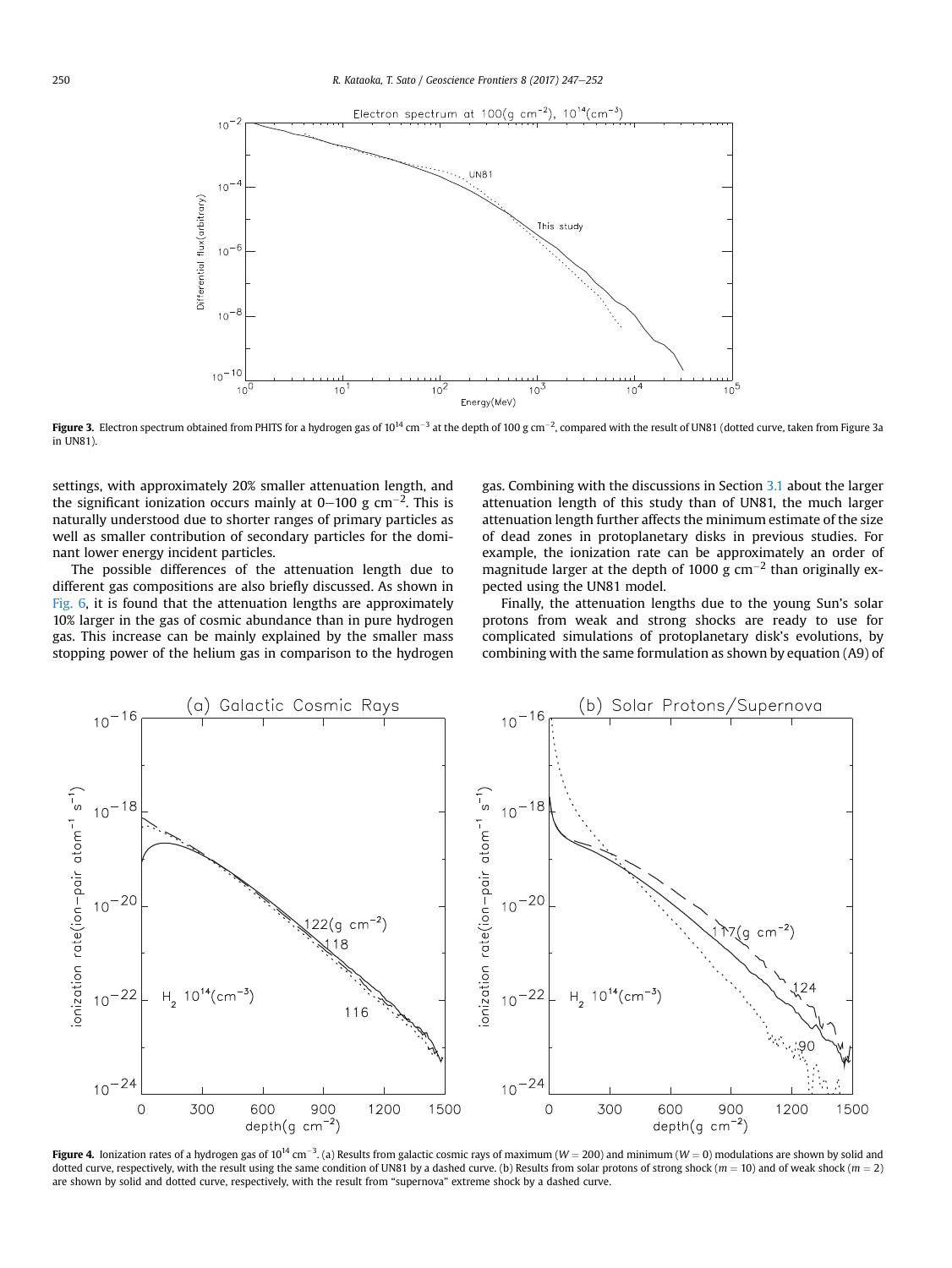**Figure 3.** Electron spectrum obtained from PHITS for a hydrogen gas of $10^{14}$ cm$^{-3}$ at the depth of 100 g cm$^{-2}$, compared with the result of UN81 (dotted curve, taken from Figure 3a in UN81).

settings, with approximately 20% smaller attenuation length, and the significant ionization occurs mainly at 0–100 g cm$^{-2}$. This is naturally understood due to shorter ranges of primary particles as well as smaller contribution of secondary particles for the dominant lower energy incident particles.

The possible differences of the attenuation length due to different gas compositions are also briefly discussed. As shown in Fig. 6, it is found that the attenuation lengths are approximately 10% larger in the gas of cosmic abundance than in pure hydrogen gas. This increase can be mainly explained by the smaller mass stopping power of the helium gas in comparison to the hydrogen gas. Combining with the discussions in Section 3.1 about the larger attenuation length of this study than of UN81, the much larger attenuation length further affects the minimum estimate of the size of dead zones in protoplanetary disks in previous studies. For example, the ionization rate can be approximately an order of magnitude larger at the depth of 1000 g cm$^{-2}$ than originally expected using the UN81 model.

Finally, the attenuation lengths due to the young Sun's solar protons from weak and strong shocks are ready to use for complicated simulations of protoplanetary disk's evolutions, by combining with the same formulation as shown by equation (A9) of

**Figure 4.** Ionization rates of a hydrogen gas of $10^{14}$ cm$^{-3}$. (a) Results from galactic cosmic rays of maximum ($W = 200$) and minimum ($W = 0$) modulations are shown by solid and dotted curve, respectively, with the result using the same condition of UN81 by a dashed curve. (b) Results from solar protons of strong shock ($m = 10$) and of weak shock ($m = 2$) are shown by solid and dotted curve, respectively, with the result from "supernova" extreme shock by a dashed curve.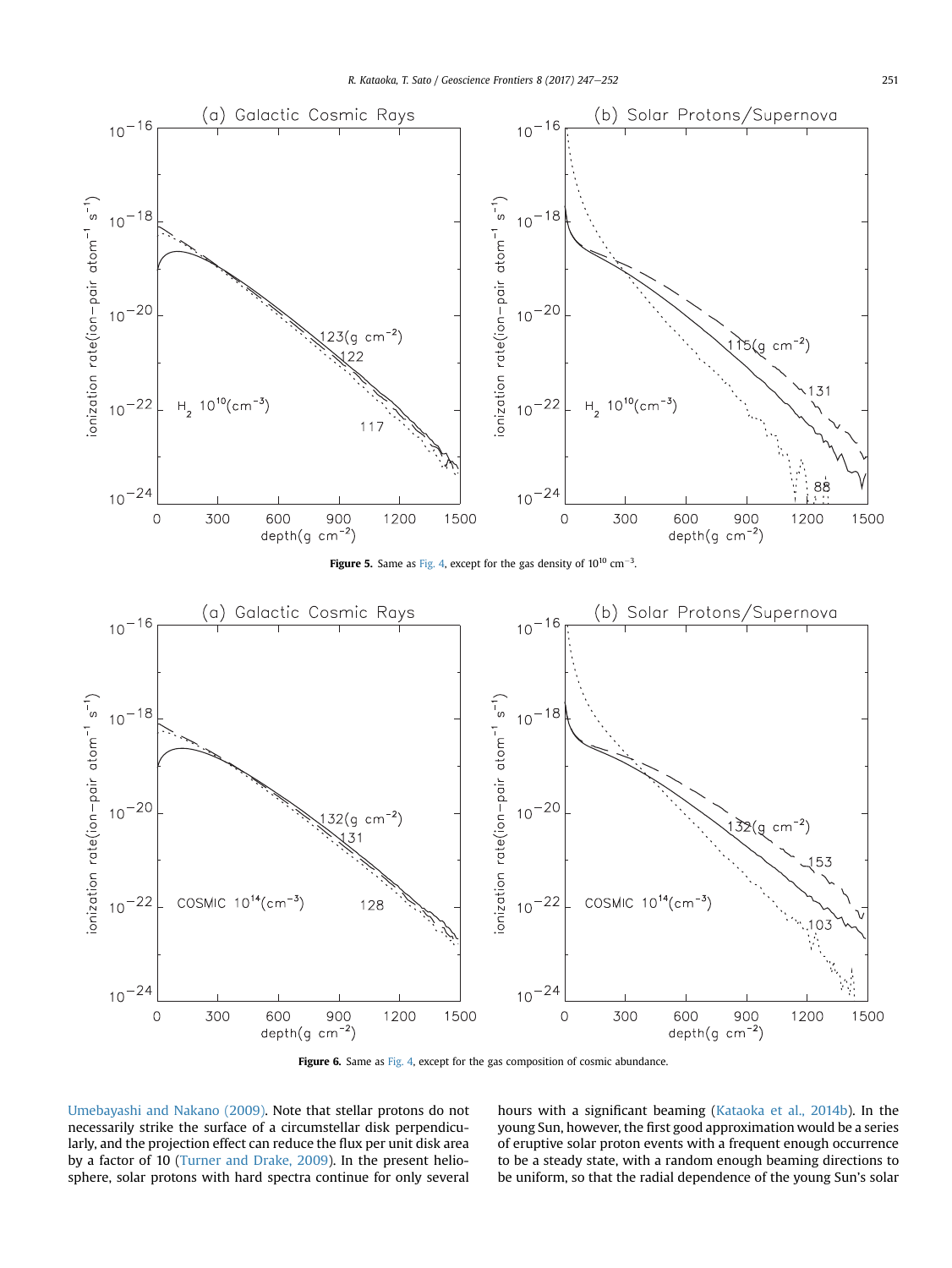**Figure 5.** Same as Fig. 4, except for the gas density of $10^{10}$ cm$^{-3}$.

**Figure 6.** Same as Fig. 4, except for the gas composition of cosmic abundance.

Umebayashi and Nakano (2009). Note that stellar protons do not necessarily strike the surface of a circumstellar disk perpendicularly, and the projection effect can reduce the flux per unit disk area by a factor of 10 (Turner and Drake, 2009). In the present heliosphere, solar protons with hard spectra continue for only several hours with a significant beaming (Kataoka et al., 2014b). In the young Sun, however, the first good approximation would be a series of eruptive solar proton events with a frequent enough occurrence to be a steady state, with a random enough beaming directions to be uniform, so that the radial dependence of the young Sun's solar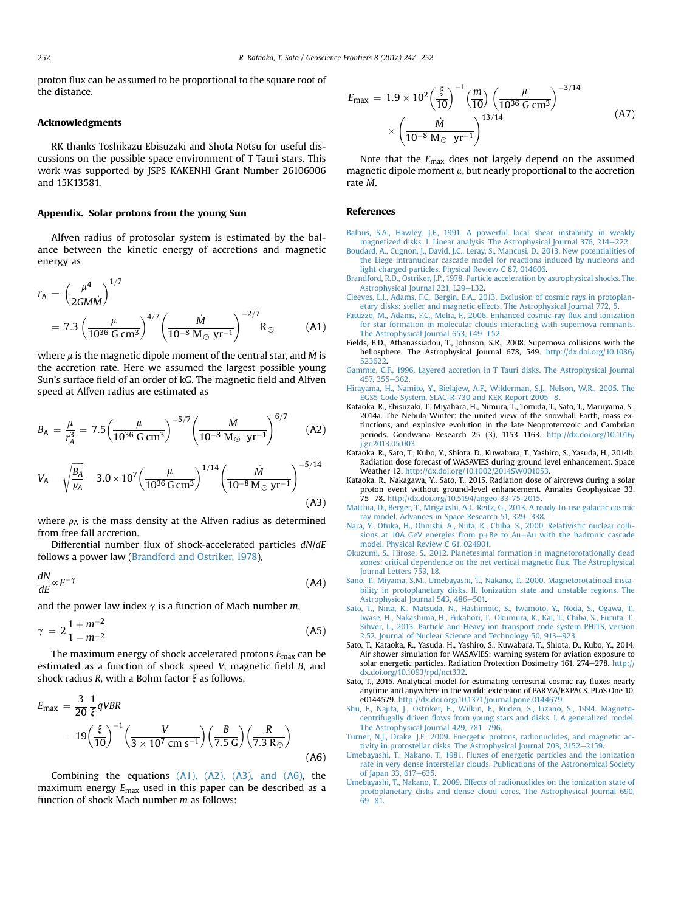proton flux can be assumed to be proportional to the square root of the distance.

## Acknowledgments

RK thanks Toshikazu Ebisuzaki and Shota Notsu for useful discussions on the possible space environment of T Tauri stars. This work was supported by JSPS KAKENHI Grant Number 26106006 and 15K13581.

## Appendix. Solar protons from the young Sun

Alfven radius of protosolar system is estimated by the balance between the kinetic energy of accretions and magnetic energy as

$$r_A = \left(\frac{\mu^4}{2GM\dot{M}}\right)^{1/7} = 7.3\left(\frac{\mu}{10^{36}\ \mathrm{G\ cm^3}}\right)^{4/7}\left(\frac{\dot{M}}{10^{-8}\ \mathrm{M_\odot\ yr^{-1}}}\right)^{-2/7} \mathrm{R_\odot} \tag{A1}$$

where $\mu$ is the magnetic dipole moment of the central star, and $\dot{M}$ is the accretion rate. Here we assumed the largest possible young Sun's surface field of an order of kG. The magnetic field and Alfven speed at Alfven radius are estimated as

$$B_A = \frac{\mu}{r_A^3} = 7.5\left(\frac{\mu}{10^{36}\ \mathrm{G\ cm^3}}\right)^{-5/7}\left(\frac{\dot{M}}{10^{-8}\ \mathrm{M_\odot\ yr^{-1}}}\right)^{6/7} \tag{A2}$$

$$V_A = \sqrt{\frac{B_A}{\rho_A}} = 3.0\times10^7\left(\frac{\mu}{10^{36}\ \mathrm{G\ cm^3}}\right)^{1/14}\left(\frac{\dot{M}}{10^{-8}\ \mathrm{M_\odot\ yr^{-1}}}\right)^{-5/14} \tag{A3}$$

where $\rho_A$ is the mass density at the Alfven radius as determined from free fall accretion.

Differential number flux of shock-accelerated particles $dN/dE$ follows a power law (Brandford and Ostriker, 1978),

$$\frac{dN}{dE} \propto E^{-\gamma} \tag{A4}$$

and the power law index $\gamma$ is a function of Mach number $m$,

$$\gamma = 2\frac{1+m^{-2}}{1-m^{-2}} \tag{A5}$$

The maximum energy of shock accelerated protons $E_{max}$ can be estimated as a function of shock speed $V$, magnetic field $B$, and shock radius $R$, with a Bohm factor $\xi$ as follows,

$$E_{max} = \frac{3}{20}\frac{1}{\xi}qVBR = 19\left(\frac{\xi}{10}\right)^{-1}\left(\frac{V}{3\times10^7\ \mathrm{cm\ s^{-1}}}\right)\left(\frac{B}{7.5\ \mathrm{G}}\right)\left(\frac{R}{7.3\ \mathrm{R_\odot}}\right) \tag{A6}$$

Combining the equations (A1), (A2), (A3), and (A6), the maximum energy $E_{max}$ used in this paper can be described as a function of shock Mach number $m$ as follows:

$$E_{max} = 1.9\times10^2\left(\frac{\xi}{10}\right)^{-1}\left(\frac{m}{10}\right)\left(\frac{\mu}{10^{36}\ \mathrm{G\ cm^3}}\right)^{-3/14}\times\left(\frac{\dot{M}}{10^{-8}\ \mathrm{M_\odot\ yr^{-1}}}\right)^{13/14} \tag{A7}$$

Note that the $E_{max}$ does not largely depend on the assumed magnetic dipole moment $\mu$, but nearly proportional to the accretion rate $\dot{M}$.

## References

Balbus, S.A., Hawley, J.F., 1991. A powerful local shear instability in weakly magnetized disks. 1. Linear analysis. The Astrophysical Journal 376, 214–222.

Boudard, A., Cugnon, J., David, J.C., Leray, S., Mancusi, D., 2013. New potentialities of the Liege intranuclear cascade model for reactions induced by nucleons and light charged particles. Physical Review C 87, 014606.

Brandford, R.D., Ostriker, J.P., 1978. Particle acceleration by astrophysical shocks. The Astrophysical Journal 221, L29–L32.

Cleeves, L.I., Adams, F.C., Bergin, E.A., 2013. Exclusion of cosmic rays in protoplanetary disks: steller and magnetic effects. The Astrophysical Journal 772, 5.

Fatuzzo, M., Adams, F.C., Melia, F., 2006. Enhanced cosmic-ray flux and ionization for star formation in molecular clouds interacting with supernova remnants. The Astrophysical Journal 653, L49–L52.

Fields, B.D., Athanassiadou, T., Johnson, S.R., 2008. Supernova collisions with the heliosphere. The Astrophysical Journal 678, 549. http://dx.doi.org/10.1086/523622.

Gammie, C.F., 1996. Layered accretion in T Tauri disks. The Astrophysical Journal 457, 355–362.

Hirayama, H., Namito, Y., Bielajew, A.F., Wilderman, S.J., Nelson, W.R., 2005. The EGS5 Code System, SLAC-R-730 and KEK Report 2005–8.

Kataoka, R., Ebisuzaki, T., Miyahara, H., Nimura, T., Tomida, T., Sato, T., Maruyama, S., 2014a. The Nebula Winter: the united view of the snowball Earth, mass extinctions, and explosive evolution in the late Neoproterozoic and Cambrian periods. Gondwana Research 25 (3), 1153–1163. http://dx.doi.org/10.1016/j.gr.2013.05.003.

Kataoka, R., Sato, T., Kubo, Y., Shiota, D., Kuwabara, T., Yashiro, S., Yasuda, H., 2014b. Radiation dose forecast of WASAVIES during ground level enhancement. Space Weather 12. http://dx.doi.org/10.1002/2014SW001053.

Kataoka, R., Nakagawa, Y., Sato, T., 2015. Radiation dose of aircrews during a solar proton event without ground-level enhancement. Annales Geophysicae 33, 75–78. http://dx.doi.org/10.5194/angeo-33-75-2015.

Matthia, D., Berger, T., Mrigakshi, A.I., Reitz, G., 2013. A ready-to-use galactic cosmic ray model. Advances in Space Research 51, 329–338.

Nara, Y., Otuka, H., Ohnishi, A., Niita, K., Chiba, S., 2000. Relativistic nuclear collisions at 10A GeV energies from p+Be to Au+Au with the hadronic cascade model. Physical Review C 61, 024901.

Okuzumi, S., Hirose, S., 2012. Planetesimal formation in magnetorotationally dead zones: critical dependence on the net vertical magnetic flux. The Astrophysical Journal Letters 753, L8.

Sano, T., Miyama, S.M., Umebayashi, T., Nakano, T., 2000. Magnetorotatinoal instability in protoplanetary disks. II. Ionization state and unstable regions. The Astrophysical Journal 543, 486–501.

Sato, T., Niita, K., Matsuda, N., Hashimoto, S., Iwamoto, Y., Noda, S., Ogawa, T., Iwase, H., Nakashima, H., Fukahori, T., Okumura, K., Kai, T., Chiba, S., Furuta, T., Sihver, L., 2013. Particle and Heavy ion transport code system PHITS, version 2.52. Journal of Nuclear Science and Technology 50, 913–923.

Sato, T., Kataoka, R., Yasuda, H., Yashiro, S., Kuwabara, T., Shiota, D., Kubo, Y., 2014. Air shower simulation for WASAVIES: warning system for aviation exposure to solar energetic particles. Radiation Protection Dosimetry 161, 274–278. http://dx.doi.org/10.1093/rpd/nct332.

Sato, T., 2015. Analytical model for estimating terrestrial cosmic ray fluxes nearly anytime and anywhere in the world: extension of PARMA/EXPACS. PLoS One 10, e0144679. http://dx.doi.org/10.1371/journal.pone.0144679.

Shu, F., Najita, J., Ostriker, E., Wilkin, F., Ruden, S., Lizano, S., 1994. Magnetocentrifugally driven flows from young stars and disks. I. A generalized model. The Astrophysical Journal 429, 781–796.

Turner, N.J., Drake, J.F., 2009. Energetic protons, radionuclides, and magnetic activity in protostellar disks. The Astrophysical Journal 703, 2152–2159.

Umebayashi, T., Nakano, T., 1981. Fluxes of energetic particles and the ionization rate in very dense interstellar clouds. Publications of the Astronomical Society of Japan 33, 617–635.

Umebayashi, T., Nakano, T., 2009. Effects of radionuclides on the ionization state of protoplanetary disks and dense cloud cores. The Astrophysical Journal 690, 69–81.